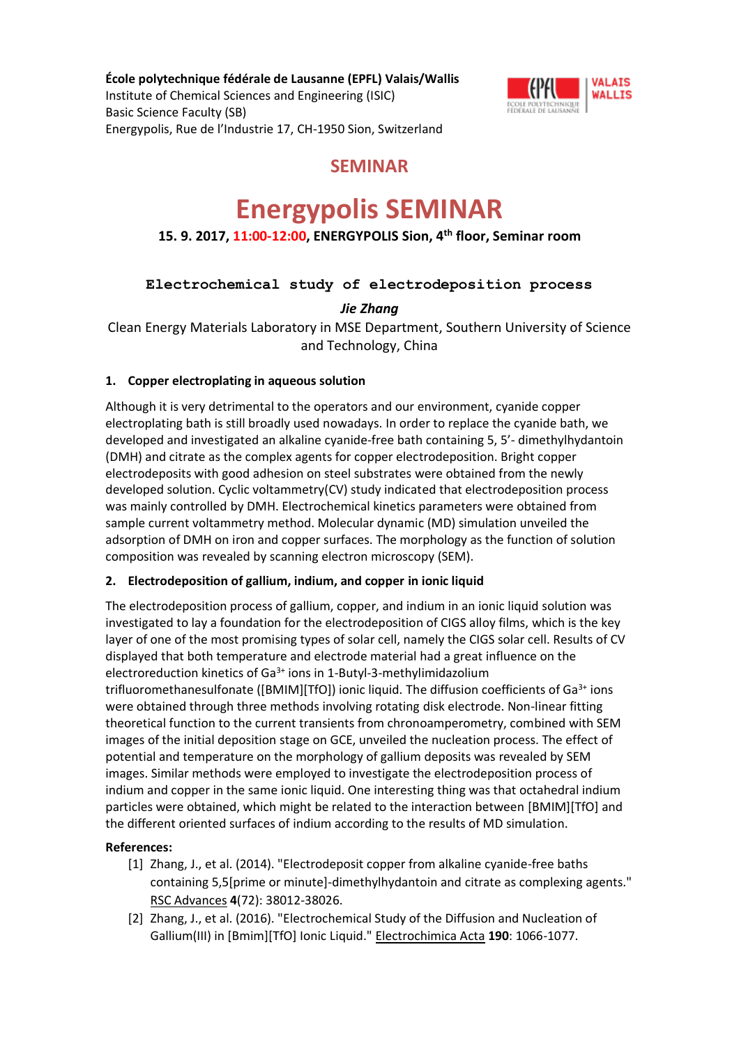**École polytechnique fédérale de Lausanne (EPFL) Valais/Wallis**
Institute of Chemical Sciences and Engineering (ISIC)
Basic Science Faculty (SB)
Energypolis, Rue de l'Industrie 17, CH-1950 Sion, Switzerland

## SEMINAR

# Energypolis SEMINAR

**15. 9. 2017, 11:00-12:00, ENERGYPOLIS Sion, 4th floor, Seminar room**

### Electrochemical study of electrodeposition process

***Jie Zhang***

Clean Energy Materials Laboratory in MSE Department, Southern University of Science and Technology, China

**1. Copper electroplating in aqueous solution**

Although it is very detrimental to the operators and our environment, cyanide copper electroplating bath is still broadly used nowadays. In order to replace the cyanide bath, we developed and investigated an alkaline cyanide-free bath containing 5, 5'- dimethylhydantoin (DMH) and citrate as the complex agents for copper electrodeposition. Bright copper electrodeposits with good adhesion on steel substrates were obtained from the newly developed solution. Cyclic voltammetry(CV) study indicated that electrodeposition process was mainly controlled by DMH. Electrochemical kinetics parameters were obtained from sample current voltammetry method. Molecular dynamic (MD) simulation unveiled the adsorption of DMH on iron and copper surfaces. The morphology as the function of solution composition was revealed by scanning electron microscopy (SEM).

**2. Electrodeposition of gallium, indium, and copper in ionic liquid**

The electrodeposition process of gallium, copper, and indium in an ionic liquid solution was investigated to lay a foundation for the electrodeposition of CIGS alloy films, which is the key layer of one of the most promising types of solar cell, namely the CIGS solar cell. Results of CV displayed that both temperature and electrode material had a great influence on the electroreduction kinetics of $Ga^{3+}$ ions in 1-Butyl-3-methylimidazolium trifluoromethanesulfonate ([BMIM][TfO]) ionic liquid. The diffusion coefficients of $Ga^{3+}$ ions were obtained through three methods involving rotating disk electrode. Non-linear fitting theoretical function to the current transients from chronoamperometry, combined with SEM images of the initial deposition stage on GCE, unveiled the nucleation process. The effect of potential and temperature on the morphology of gallium deposits was revealed by SEM images. Similar methods were employed to investigate the electrodeposition process of indium and copper in the same ionic liquid. One interesting thing was that octahedral indium particles were obtained, which might be related to the interaction between [BMIM][TfO] and the different oriented surfaces of indium according to the results of MD simulation.

**References:**

[1] Zhang, J., et al. (2014). "Electrodeposit copper from alkaline cyanide-free baths containing 5,5[prime or minute]-dimethylhydantoin and citrate as complexing agents." RSC Advances **4**(72): 38012-38026.

[2] Zhang, J., et al. (2016). "Electrochemical Study of the Diffusion and Nucleation of Gallium(III) in [Bmim][TfO] Ionic Liquid." Electrochimica Acta **190**: 1066-1077.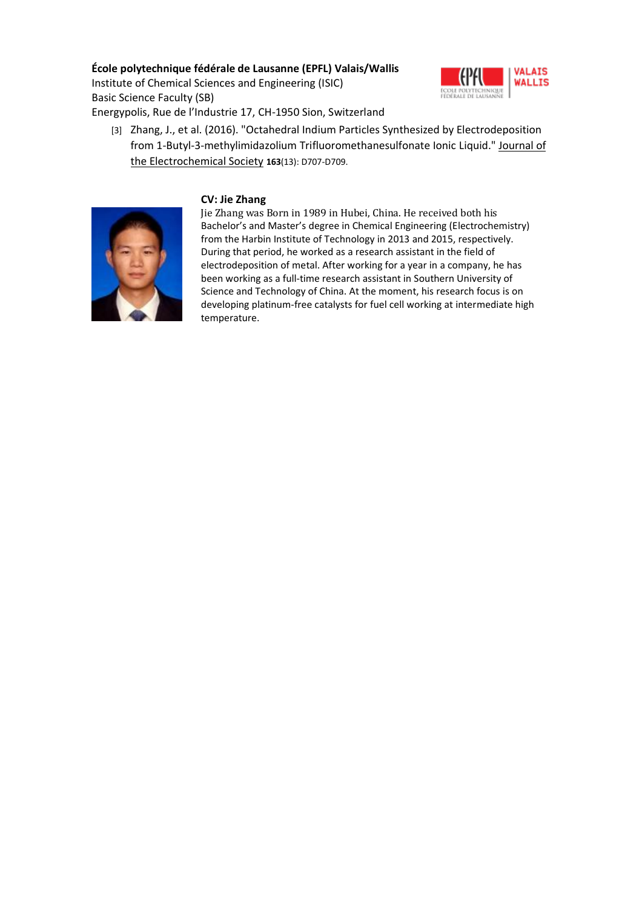**École polytechnique fédérale de Lausanne (EPFL) Valais/Wallis**
Institute of Chemical Sciences and Engineering (ISIC)
Basic Science Faculty (SB)
Energypolis, Rue de l'Industrie 17, CH-1950 Sion, Switzerland

[3] Zhang, J., et al. (2016). "Octahedral Indium Particles Synthesized by Electrodeposition from 1-Butyl-3-methylimidazolium Trifluoromethanesulfonate Ionic Liquid." Journal of the Electrochemical Society **163**(13): D707-D709.

**CV: Jie Zhang**

Jie Zhang was Born in 1989 in Hubei, China. He received both his Bachelor's and Master's degree in Chemical Engineering (Electrochemistry) from the Harbin Institute of Technology in 2013 and 2015, respectively. During that period, he worked as a research assistant in the field of electrodeposition of metal. After working for a year in a company, he has been working as a full-time research assistant in Southern University of Science and Technology of China. At the moment, his research focus is on developing platinum-free catalysts for fuel cell working at intermediate high temperature.